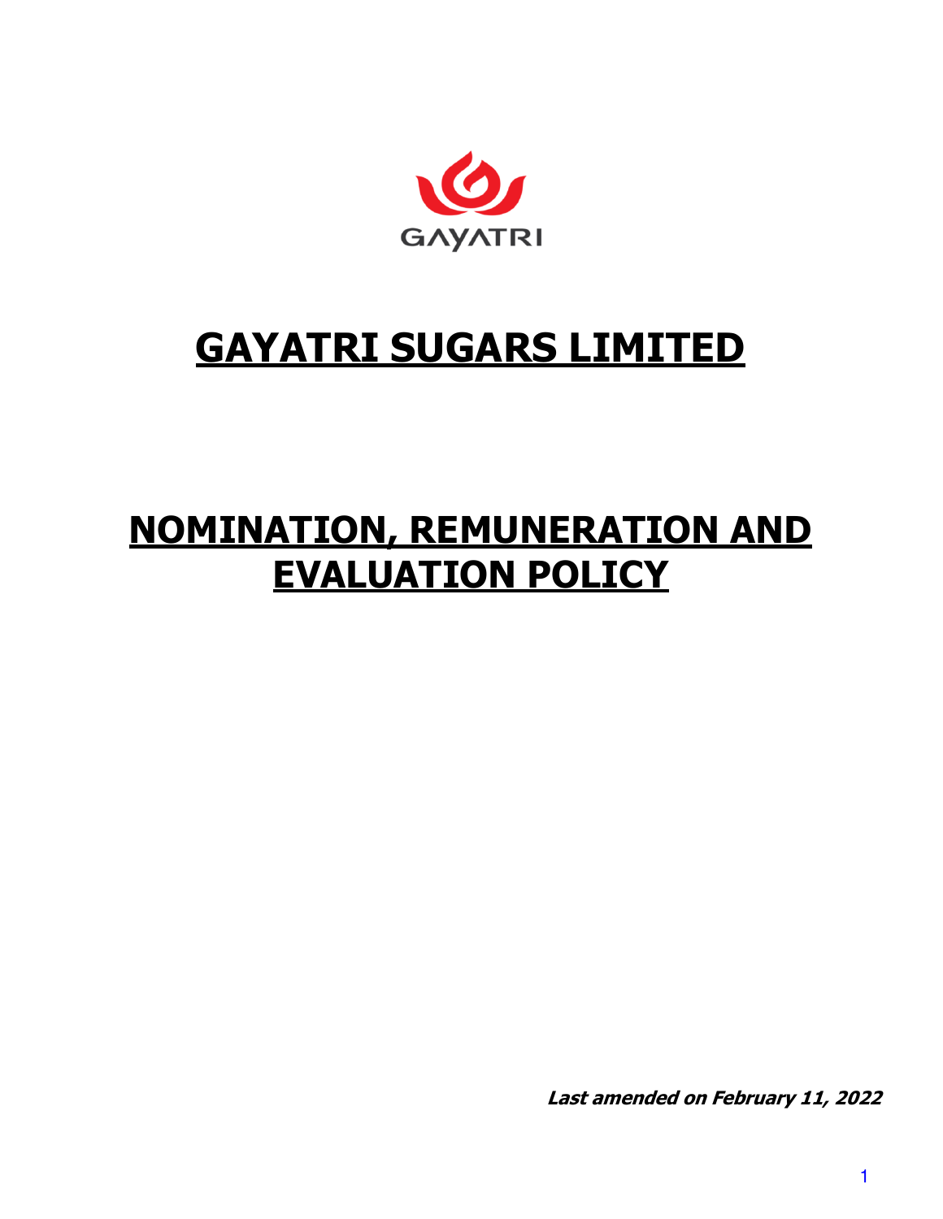GAYATRI

# GAYATRI SUGARS LIMITED

# NOMINATION, REMUNERATION AND EVALUATION POLICY

***Last amended on February 11, 2022***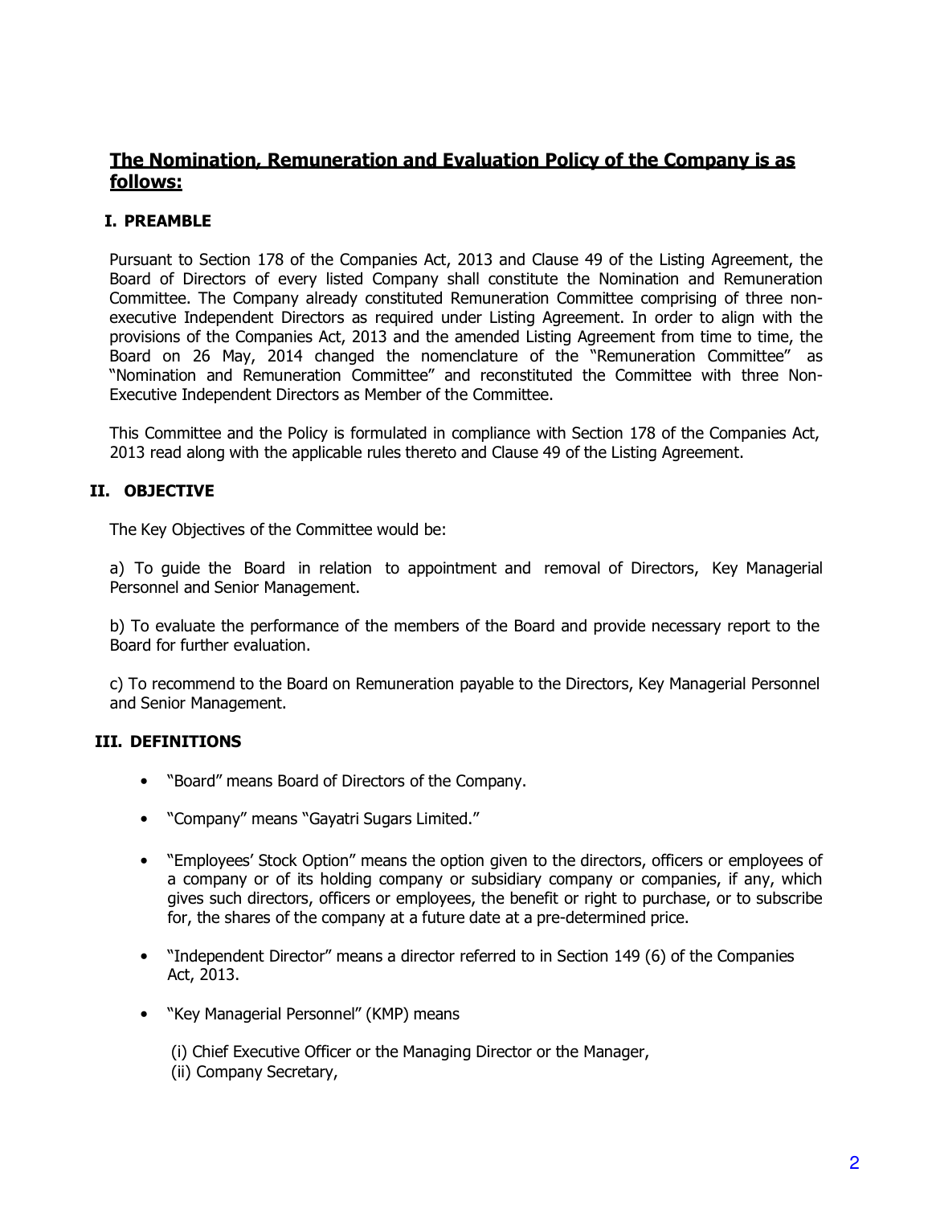## The Nomination, Remuneration and Evaluation Policy of the Company is as follows:

### I. PREAMBLE

Pursuant to Section 178 of the Companies Act, 2013 and Clause 49 of the Listing Agreement, the Board of Directors of every listed Company shall constitute the Nomination and Remuneration Committee. The Company already constituted Remuneration Committee comprising of three non-executive Independent Directors as required under Listing Agreement. In order to align with the provisions of the Companies Act, 2013 and the amended Listing Agreement from time to time, the Board on 26 May, 2014 changed the nomenclature of the "Remuneration Committee" as "Nomination and Remuneration Committee" and reconstituted the Committee with three Non-Executive Independent Directors as Member of the Committee.

This Committee and the Policy is formulated in compliance with Section 178 of the Companies Act, 2013 read along with the applicable rules thereto and Clause 49 of the Listing Agreement.

### II. OBJECTIVE

The Key Objectives of the Committee would be:

a) To guide the Board in relation to appointment and removal of Directors, Key Managerial Personnel and Senior Management.

b) To evaluate the performance of the members of the Board and provide necessary report to the Board for further evaluation.

c) To recommend to the Board on Remuneration payable to the Directors, Key Managerial Personnel and Senior Management.

### III. DEFINITIONS

- "Board" means Board of Directors of the Company.
- "Company" means "Gayatri Sugars Limited."
- "Employees' Stock Option" means the option given to the directors, officers or employees of a company or of its holding company or subsidiary company or companies, if any, which gives such directors, officers or employees, the benefit or right to purchase, or to subscribe for, the shares of the company at a future date at a pre-determined price.
- "Independent Director" means a director referred to in Section 149 (6) of the Companies Act, 2013.
- "Key Managerial Personnel" (KMP) means

  (i) Chief Executive Officer or the Managing Director or the Manager,
  (ii) Company Secretary,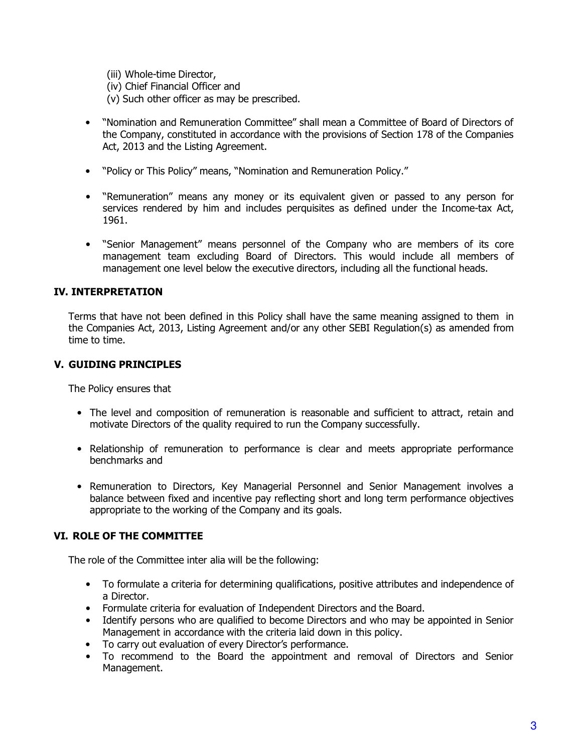(iii) Whole-time Director,  
(iv) Chief Financial Officer and  
(v) Such other officer as may be prescribed.

- "Nomination and Remuneration Committee" shall mean a Committee of Board of Directors of the Company, constituted in accordance with the provisions of Section 178 of the Companies Act, 2013 and the Listing Agreement.

- "Policy or This Policy" means, "Nomination and Remuneration Policy."

- "Remuneration" means any money or its equivalent given or passed to any person for services rendered by him and includes perquisites as defined under the Income-tax Act, 1961.

- "Senior Management" means personnel of the Company who are members of its core management team excluding Board of Directors. This would include all members of management one level below the executive directors, including all the functional heads.

## IV. INTERPRETATION

Terms that have not been defined in this Policy shall have the same meaning assigned to them in the Companies Act, 2013, Listing Agreement and/or any other SEBI Regulation(s) as amended from time to time.

## V. GUIDING PRINCIPLES

The Policy ensures that

- The level and composition of remuneration is reasonable and sufficient to attract, retain and motivate Directors of the quality required to run the Company successfully.

- Relationship of remuneration to performance is clear and meets appropriate performance benchmarks and

- Remuneration to Directors, Key Managerial Personnel and Senior Management involves a balance between fixed and incentive pay reflecting short and long term performance objectives appropriate to the working of the Company and its goals.

## VI. ROLE OF THE COMMITTEE

The role of the Committee inter alia will be the following:

- To formulate a criteria for determining qualifications, positive attributes and independence of a Director.
- Formulate criteria for evaluation of Independent Directors and the Board.
- Identify persons who are qualified to become Directors and who may be appointed in Senior Management in accordance with the criteria laid down in this policy.
- To carry out evaluation of every Director's performance.
- To recommend to the Board the appointment and removal of Directors and Senior Management.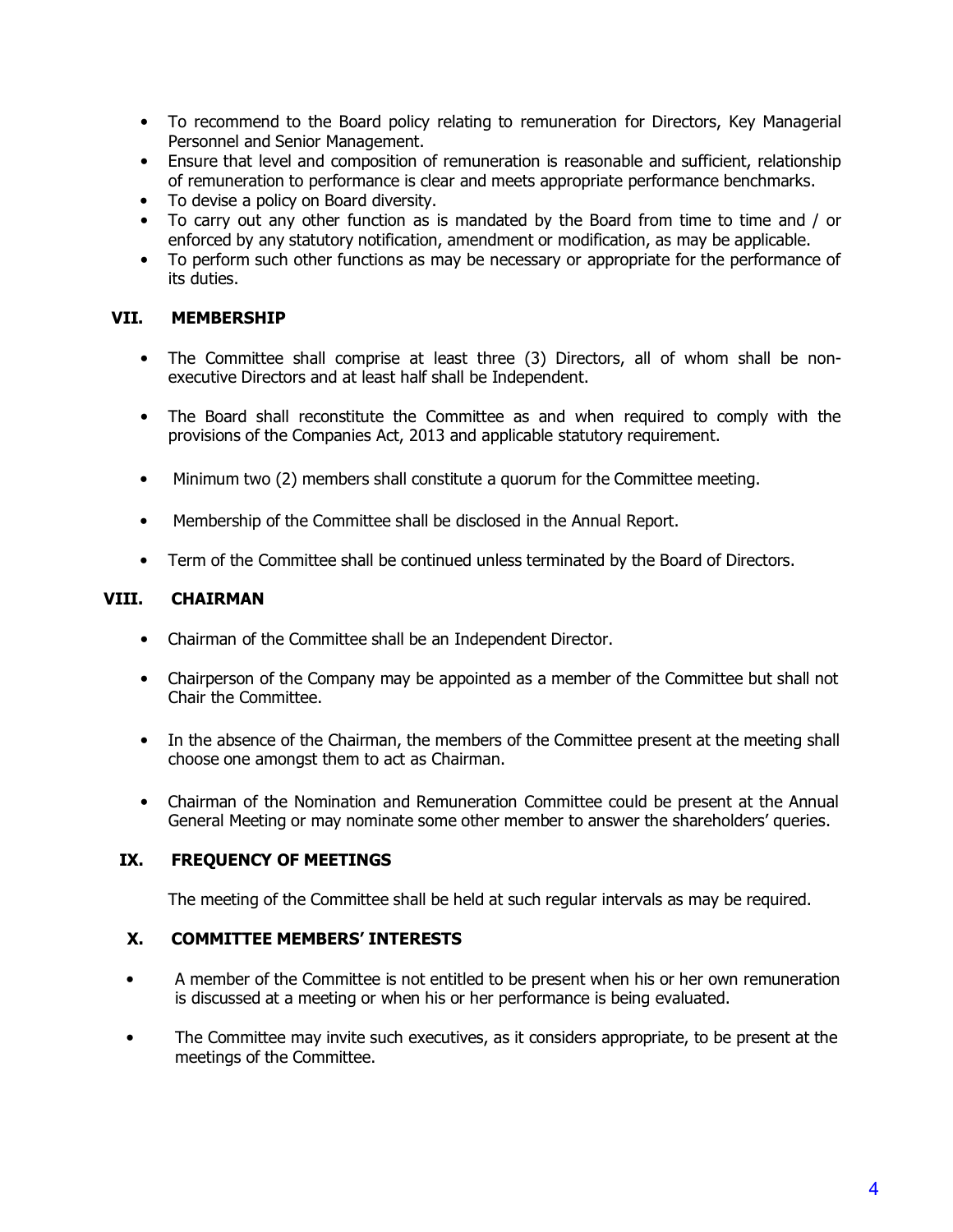- To recommend to the Board policy relating to remuneration for Directors, Key Managerial Personnel and Senior Management.
- Ensure that level and composition of remuneration is reasonable and sufficient, relationship of remuneration to performance is clear and meets appropriate performance benchmarks.
- To devise a policy on Board diversity.
- To carry out any other function as is mandated by the Board from time to time and / or enforced by any statutory notification, amendment or modification, as may be applicable.
- To perform such other functions as may be necessary or appropriate for the performance of its duties.

## VII. MEMBERSHIP

- The Committee shall comprise at least three (3) Directors, all of whom shall be non-executive Directors and at least half shall be Independent.
- The Board shall reconstitute the Committee as and when required to comply with the provisions of the Companies Act, 2013 and applicable statutory requirement.
- Minimum two (2) members shall constitute a quorum for the Committee meeting.
- Membership of the Committee shall be disclosed in the Annual Report.
- Term of the Committee shall be continued unless terminated by the Board of Directors.

## VIII. CHAIRMAN

- Chairman of the Committee shall be an Independent Director.
- Chairperson of the Company may be appointed as a member of the Committee but shall not Chair the Committee.
- In the absence of the Chairman, the members of the Committee present at the meeting shall choose one amongst them to act as Chairman.
- Chairman of the Nomination and Remuneration Committee could be present at the Annual General Meeting or may nominate some other member to answer the shareholders' queries.

## IX. FREQUENCY OF MEETINGS

The meeting of the Committee shall be held at such regular intervals as may be required.

## X. COMMITTEE MEMBERS' INTERESTS

- A member of the Committee is not entitled to be present when his or her own remuneration is discussed at a meeting or when his or her performance is being evaluated.
- The Committee may invite such executives, as it considers appropriate, to be present at the meetings of the Committee.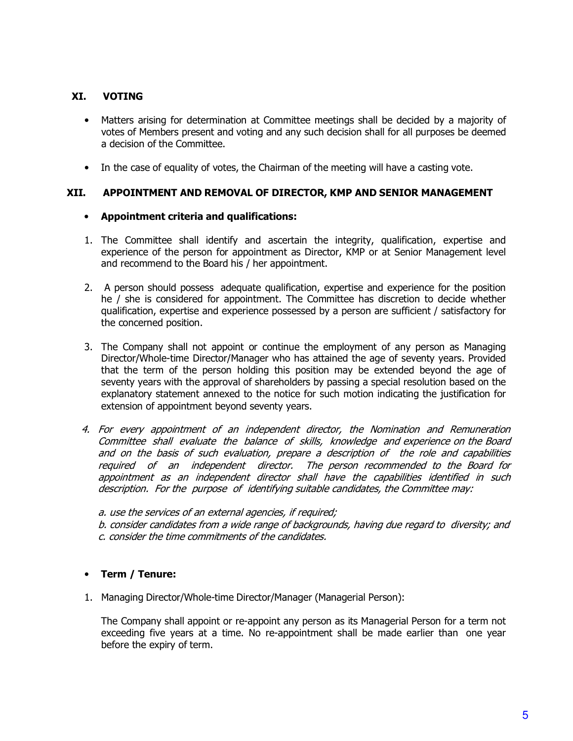## XI. VOTING

- Matters arising for determination at Committee meetings shall be decided by a majority of votes of Members present and voting and any such decision shall for all purposes be deemed a decision of the Committee.
- In the case of equality of votes, the Chairman of the meeting will have a casting vote.

## XII. APPOINTMENT AND REMOVAL OF DIRECTOR, KMP AND SENIOR MANAGEMENT

- **Appointment criteria and qualifications:**

1. The Committee shall identify and ascertain the integrity, qualification, expertise and experience of the person for appointment as Director, KMP or at Senior Management level and recommend to the Board his / her appointment.
2. A person should possess adequate qualification, expertise and experience for the position he / she is considered for appointment. The Committee has discretion to decide whether qualification, expertise and experience possessed by a person are sufficient / satisfactory for the concerned position.
3. The Company shall not appoint or continue the employment of any person as Managing Director/Whole-time Director/Manager who has attained the age of seventy years. Provided that the term of the person holding this position may be extended beyond the age of seventy years with the approval of shareholders by passing a special resolution based on the explanatory statement annexed to the notice for such motion indicating the justification for extension of appointment beyond seventy years.
4. *For every appointment of an independent director, the Nomination and Remuneration Committee shall evaluate the balance of skills, knowledge and experience on the Board and on the basis of such evaluation, prepare a description of the role and capabilities required of an independent director. The person recommended to the Board for appointment as an independent director shall have the capabilities identified in such description. For the purpose of identifying suitable candidates, the Committee may:*

   *a. use the services of an external agencies, if required;*
   *b. consider candidates from a wide range of backgrounds, having due regard to diversity; and*
   *c. consider the time commitments of the candidates.*

- **Term / Tenure:**

1. Managing Director/Whole-time Director/Manager (Managerial Person):

   The Company shall appoint or re-appoint any person as its Managerial Person for a term not exceeding five years at a time. No re-appointment shall be made earlier than one year before the expiry of term.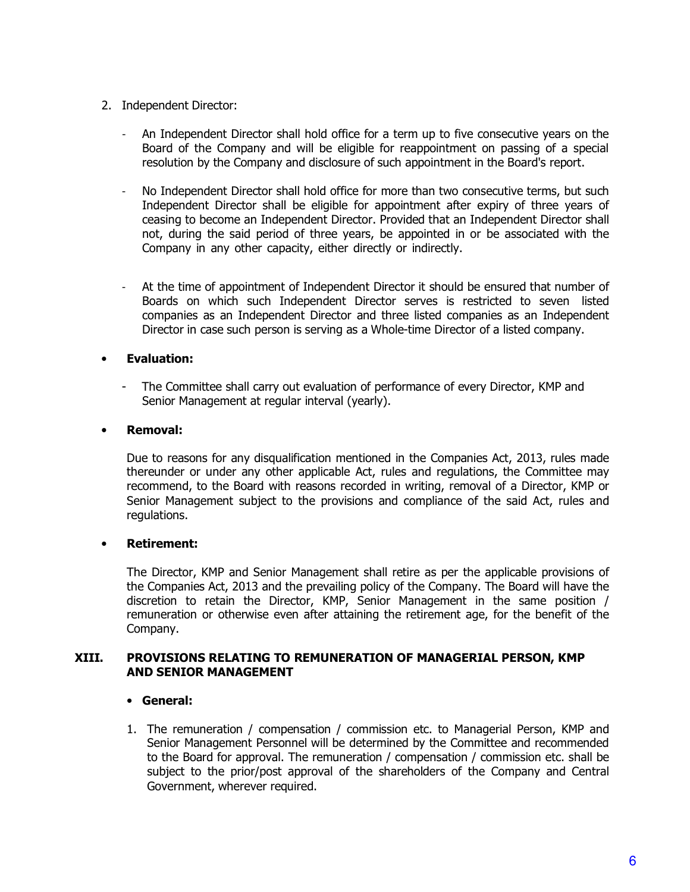2. Independent Director:

   - An Independent Director shall hold office for a term up to five consecutive years on the Board of the Company and will be eligible for reappointment on passing of a special resolution by the Company and disclosure of such appointment in the Board's report.

   - No Independent Director shall hold office for more than two consecutive terms, but such Independent Director shall be eligible for appointment after expiry of three years of ceasing to become an Independent Director. Provided that an Independent Director shall not, during the said period of three years, be appointed in or be associated with the Company in any other capacity, either directly or indirectly.

   - At the time of appointment of Independent Director it should be ensured that number of Boards on which such Independent Director serves is restricted to seven listed companies as an Independent Director and three listed companies as an Independent Director in case such person is serving as a Whole-time Director of a listed company.

- **Evaluation:**

  - The Committee shall carry out evaluation of performance of every Director, KMP and Senior Management at regular interval (yearly).

- **Removal:**

  Due to reasons for any disqualification mentioned in the Companies Act, 2013, rules made thereunder or under any other applicable Act, rules and regulations, the Committee may recommend, to the Board with reasons recorded in writing, removal of a Director, KMP or Senior Management subject to the provisions and compliance of the said Act, rules and regulations.

- **Retirement:**

  The Director, KMP and Senior Management shall retire as per the applicable provisions of the Companies Act, 2013 and the prevailing policy of the Company. The Board will have the discretion to retain the Director, KMP, Senior Management in the same position / remuneration or otherwise even after attaining the retirement age, for the benefit of the Company.

## XIII. PROVISIONS RELATING TO REMUNERATION OF MANAGERIAL PERSON, KMP AND SENIOR MANAGEMENT

- **General:**

1. The remuneration / compensation / commission etc. to Managerial Person, KMP and Senior Management Personnel will be determined by the Committee and recommended to the Board for approval. The remuneration / compensation / commission etc. shall be subject to the prior/post approval of the shareholders of the Company and Central Government, wherever required.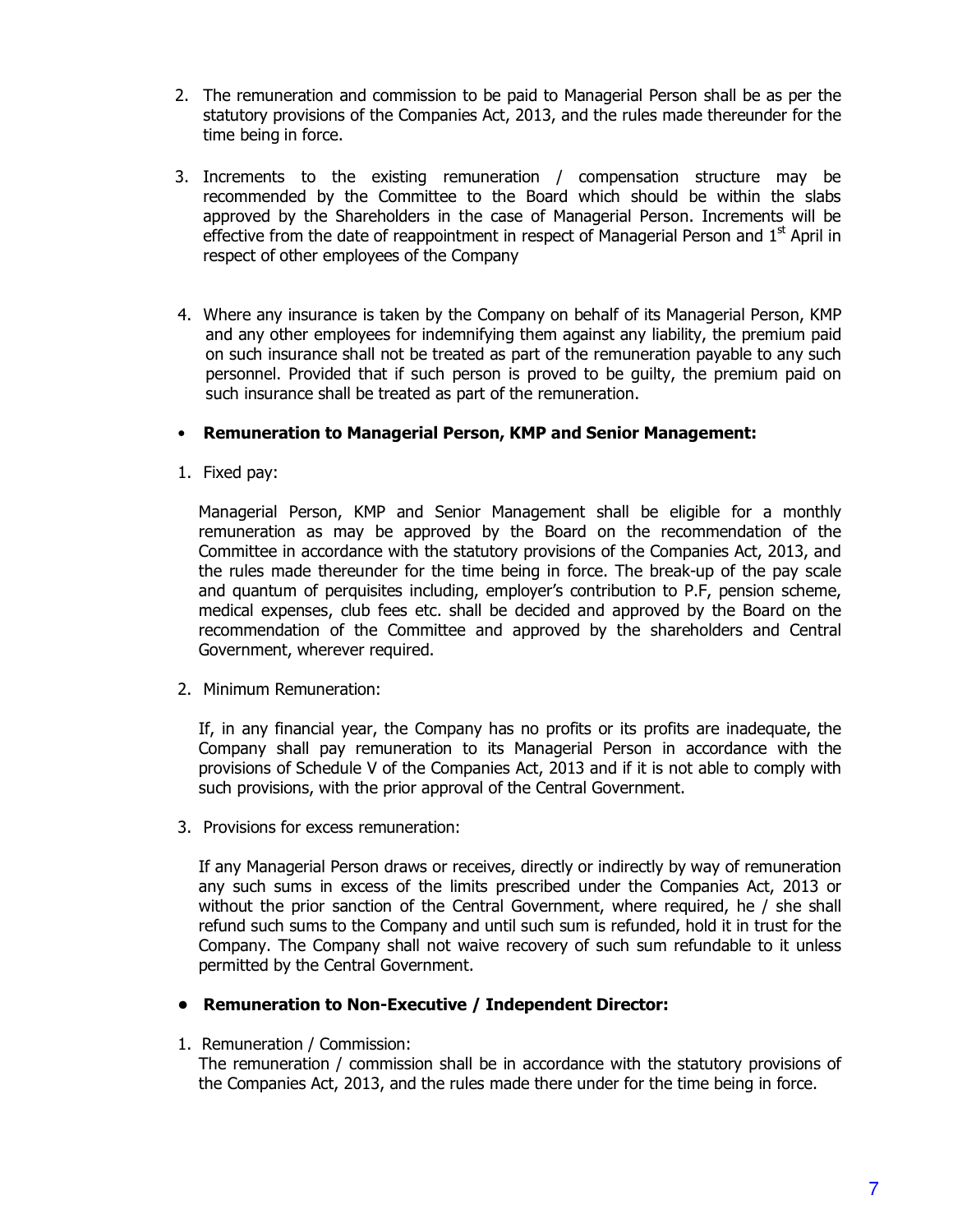2. The remuneration and commission to be paid to Managerial Person shall be as per the statutory provisions of the Companies Act, 2013, and the rules made thereunder for the time being in force.

3. Increments to the existing remuneration / compensation structure may be recommended by the Committee to the Board which should be within the slabs approved by the Shareholders in the case of Managerial Person. Increments will be effective from the date of reappointment in respect of Managerial Person and 1st April in respect of other employees of the Company

4. Where any insurance is taken by the Company on behalf of its Managerial Person, KMP and any other employees for indemnifying them against any liability, the premium paid on such insurance shall not be treated as part of the remuneration payable to any such personnel. Provided that if such person is proved to be guilty, the premium paid on such insurance shall be treated as part of the remuneration.

- **Remuneration to Managerial Person, KMP and Senior Management:**

1. Fixed pay:

   Managerial Person, KMP and Senior Management shall be eligible for a monthly remuneration as may be approved by the Board on the recommendation of the Committee in accordance with the statutory provisions of the Companies Act, 2013, and the rules made thereunder for the time being in force. The break-up of the pay scale and quantum of perquisites including, employer's contribution to P.F, pension scheme, medical expenses, club fees etc. shall be decided and approved by the Board on the recommendation of the Committee and approved by the shareholders and Central Government, wherever required.

2. Minimum Remuneration:

   If, in any financial year, the Company has no profits or its profits are inadequate, the Company shall pay remuneration to its Managerial Person in accordance with the provisions of Schedule V of the Companies Act, 2013 and if it is not able to comply with such provisions, with the prior approval of the Central Government.

3. Provisions for excess remuneration:

   If any Managerial Person draws or receives, directly or indirectly by way of remuneration any such sums in excess of the limits prescribed under the Companies Act, 2013 or without the prior sanction of the Central Government, where required, he / she shall refund such sums to the Company and until such sum is refunded, hold it in trust for the Company. The Company shall not waive recovery of such sum refundable to it unless permitted by the Central Government.

- **Remuneration to Non-Executive / Independent Director:**

1. Remuneration / Commission:
   The remuneration / commission shall be in accordance with the statutory provisions of the Companies Act, 2013, and the rules made there under for the time being in force.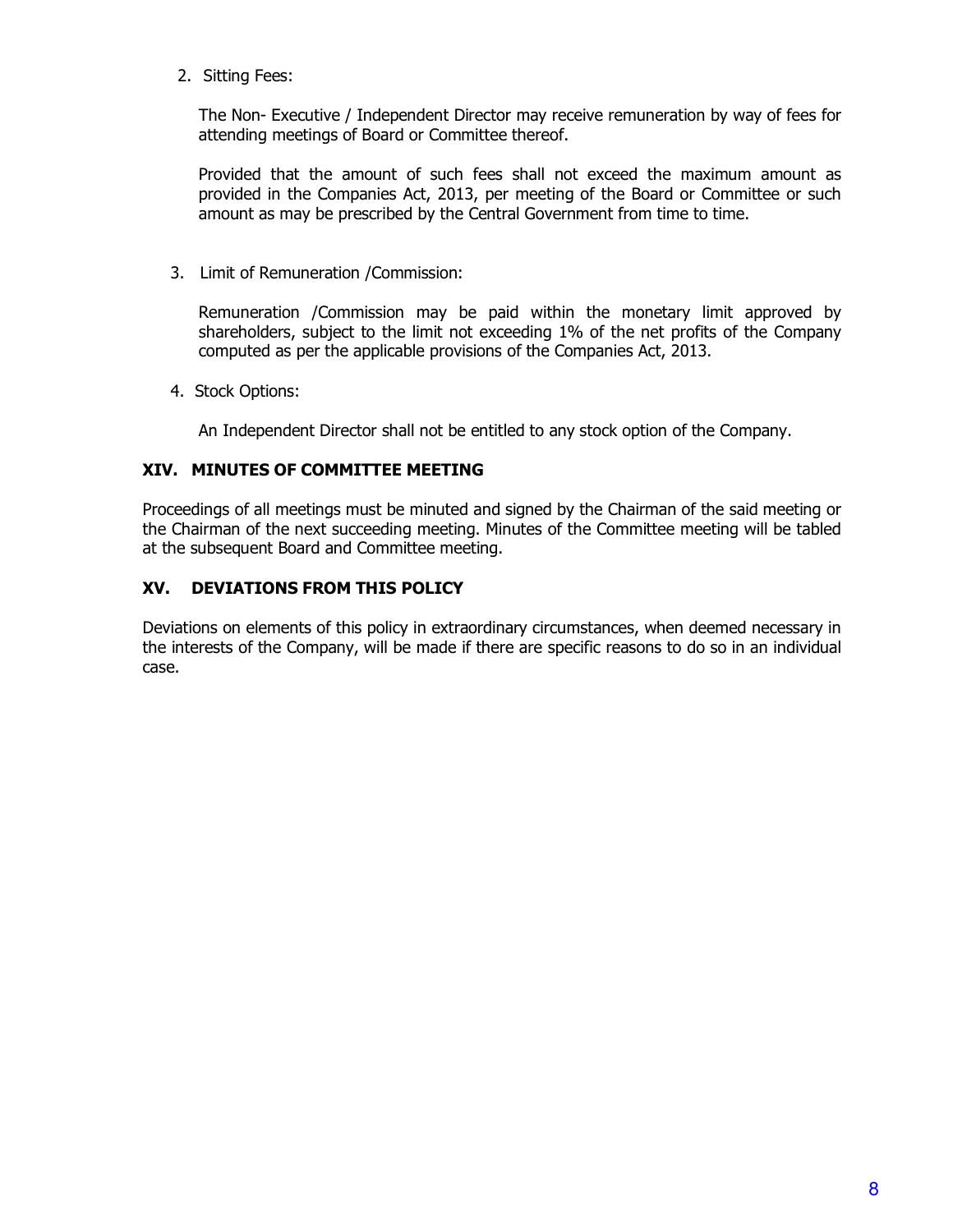2. Sitting Fees:

   The Non- Executive / Independent Director may receive remuneration by way of fees for attending meetings of Board or Committee thereof.

   Provided that the amount of such fees shall not exceed the maximum amount as provided in the Companies Act, 2013, per meeting of the Board or Committee or such amount as may be prescribed by the Central Government from time to time.

3. Limit of Remuneration /Commission:

   Remuneration /Commission may be paid within the monetary limit approved by shareholders, subject to the limit not exceeding 1% of the net profits of the Company computed as per the applicable provisions of the Companies Act, 2013.

4. Stock Options:

   An Independent Director shall not be entitled to any stock option of the Company.

## XIV. MINUTES OF COMMITTEE MEETING

Proceedings of all meetings must be minuted and signed by the Chairman of the said meeting or the Chairman of the next succeeding meeting. Minutes of the Committee meeting will be tabled at the subsequent Board and Committee meeting.

## XV. DEVIATIONS FROM THIS POLICY

Deviations on elements of this policy in extraordinary circumstances, when deemed necessary in the interests of the Company, will be made if there are specific reasons to do so in an individual case.